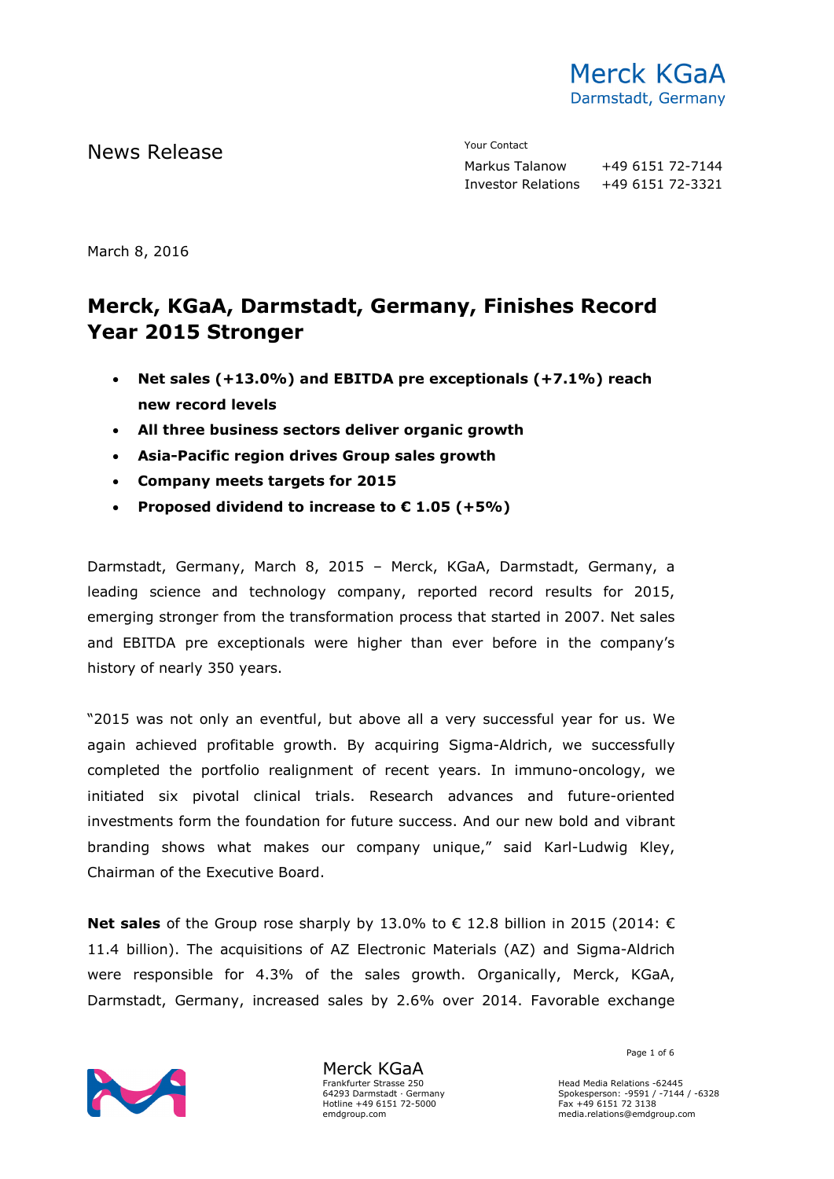Merck KGaA
Darmstadt, Germany

News Release

Your Contact

Markus Talanow +49 6151 72-7144
Investor Relations +49 6151 72-3321

March 8, 2016

# Merck, KGaA, Darmstadt, Germany, Finishes Record Year 2015 Stronger

- **Net sales (+13.0%) and EBITDA pre exceptionals (+7.1%) reach new record levels**
- **All three business sectors deliver organic growth**
- **Asia-Pacific region drives Group sales growth**
- **Company meets targets for 2015**
- **Proposed dividend to increase to € 1.05 (+5%)**

Darmstadt, Germany, March 8, 2015 – Merck, KGaA, Darmstadt, Germany, a leading science and technology company, reported record results for 2015, emerging stronger from the transformation process that started in 2007. Net sales and EBITDA pre exceptionals were higher than ever before in the company's history of nearly 350 years.

"2015 was not only an eventful, but above all a very successful year for us. We again achieved profitable growth. By acquiring Sigma-Aldrich, we successfully completed the portfolio realignment of recent years. In immuno-oncology, we initiated six pivotal clinical trials. Research advances and future-oriented investments form the foundation for future success. And our new bold and vibrant branding shows what makes our company unique," said Karl-Ludwig Kley, Chairman of the Executive Board.

**Net sales** of the Group rose sharply by 13.0% to € 12.8 billion in 2015 (2014: € 11.4 billion). The acquisitions of AZ Electronic Materials (AZ) and Sigma-Aldrich were responsible for 4.3% of the sales growth. Organically, Merck, KGaA, Darmstadt, Germany, increased sales by 2.6% over 2014. Favorable exchange

Merck KGaA
Frankfurter Strasse 250
64293 Darmstadt · Germany
Hotline +49 6151 72-5000
emdgroup.com

Head Media Relations -62445
Spokesperson: -9591 / -7144 / -6328
Fax +49 6151 72 3138
media.relations@emdgroup.com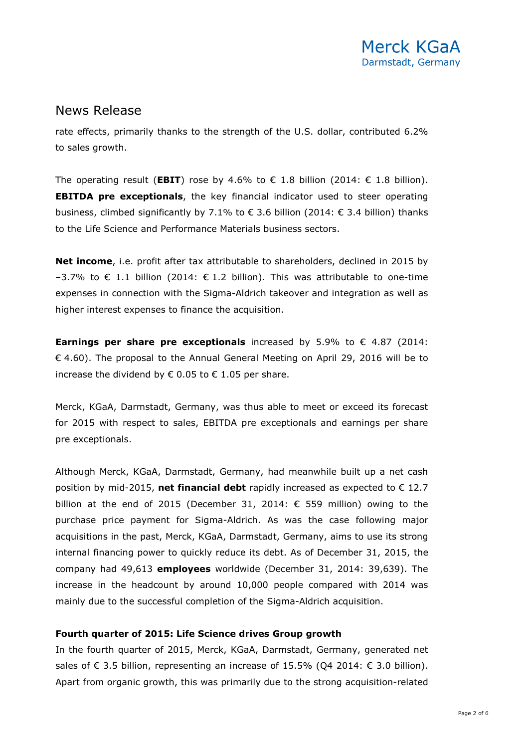rate effects, primarily thanks to the strength of the U.S. dollar, contributed 6.2% to sales growth.

The operating result (**EBIT**) rose by 4.6% to € 1.8 billion (2014: € 1.8 billion). **EBITDA pre exceptionals**, the key financial indicator used to steer operating business, climbed significantly by 7.1% to € 3.6 billion (2014: € 3.4 billion) thanks to the Life Science and Performance Materials business sectors.

**Net income**, i.e. profit after tax attributable to shareholders, declined in 2015 by –3.7% to € 1.1 billion (2014: € 1.2 billion). This was attributable to one-time expenses in connection with the Sigma-Aldrich takeover and integration as well as higher interest expenses to finance the acquisition.

**Earnings per share pre exceptionals** increased by 5.9% to € 4.87 (2014: € 4.60). The proposal to the Annual General Meeting on April 29, 2016 will be to increase the dividend by € 0.05 to € 1.05 per share.

Merck, KGaA, Darmstadt, Germany, was thus able to meet or exceed its forecast for 2015 with respect to sales, EBITDA pre exceptionals and earnings per share pre exceptionals.

Although Merck, KGaA, Darmstadt, Germany, had meanwhile built up a net cash position by mid-2015, **net financial debt** rapidly increased as expected to € 12.7 billion at the end of 2015 (December 31, 2014: € 559 million) owing to the purchase price payment for Sigma-Aldrich. As was the case following major acquisitions in the past, Merck, KGaA, Darmstadt, Germany, aims to use its strong internal financing power to quickly reduce its debt. As of December 31, 2015, the company had 49,613 **employees** worldwide (December 31, 2014: 39,639). The increase in the headcount by around 10,000 people compared with 2014 was mainly due to the successful completion of the Sigma-Aldrich acquisition.

**Fourth quarter of 2015: Life Science drives Group growth**

In the fourth quarter of 2015, Merck, KGaA, Darmstadt, Germany, generated net sales of € 3.5 billion, representing an increase of 15.5% (Q4 2014: € 3.0 billion). Apart from organic growth, this was primarily due to the strong acquisition-related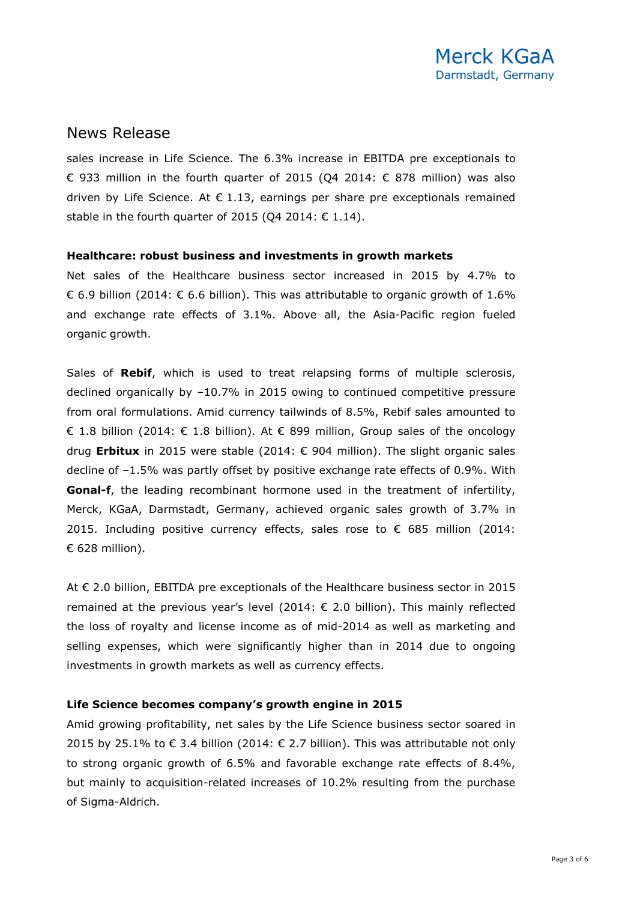## News Release

sales increase in Life Science. The 6.3% increase in EBITDA pre exceptionals to € 933 million in the fourth quarter of 2015 (Q4 2014: € 878 million) was also driven by Life Science. At € 1.13, earnings per share pre exceptionals remained stable in the fourth quarter of 2015 (Q4 2014: € 1.14).

**Healthcare: robust business and investments in growth markets**

Net sales of the Healthcare business sector increased in 2015 by 4.7% to € 6.9 billion (2014: € 6.6 billion). This was attributable to organic growth of 1.6% and exchange rate effects of 3.1%. Above all, the Asia-Pacific region fueled organic growth.

Sales of **Rebif**, which is used to treat relapsing forms of multiple sclerosis, declined organically by −10.7% in 2015 owing to continued competitive pressure from oral formulations. Amid currency tailwinds of 8.5%, Rebif sales amounted to € 1.8 billion (2014: € 1.8 billion). At € 899 million, Group sales of the oncology drug **Erbitux** in 2015 were stable (2014: € 904 million). The slight organic sales decline of −1.5% was partly offset by positive exchange rate effects of 0.9%. With **Gonal-f**, the leading recombinant hormone used in the treatment of infertility, Merck, KGaA, Darmstadt, Germany, achieved organic sales growth of 3.7% in 2015. Including positive currency effects, sales rose to € 685 million (2014: € 628 million).

At € 2.0 billion, EBITDA pre exceptionals of the Healthcare business sector in 2015 remained at the previous year's level (2014: € 2.0 billion). This mainly reflected the loss of royalty and license income as of mid-2014 as well as marketing and selling expenses, which were significantly higher than in 2014 due to ongoing investments in growth markets as well as currency effects.

**Life Science becomes company's growth engine in 2015**

Amid growing profitability, net sales by the Life Science business sector soared in 2015 by 25.1% to € 3.4 billion (2014: € 2.7 billion). This was attributable not only to strong organic growth of 6.5% and favorable exchange rate effects of 8.4%, but mainly to acquisition-related increases of 10.2% resulting from the purchase of Sigma-Aldrich.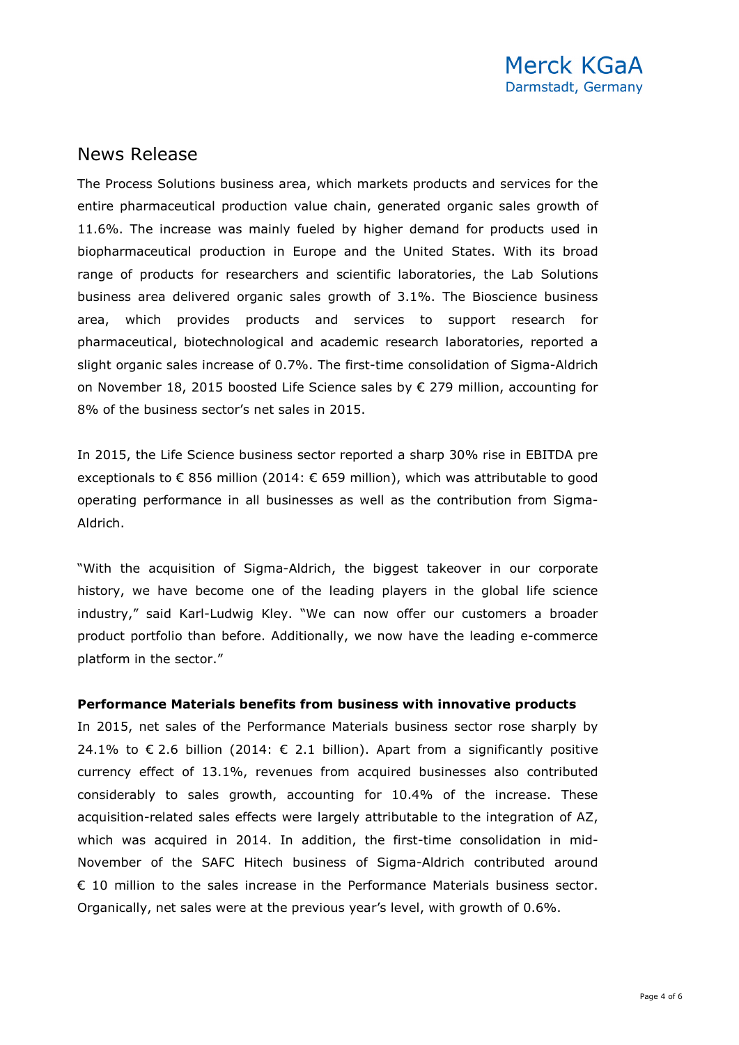## News Release

The Process Solutions business area, which markets products and services for the entire pharmaceutical production value chain, generated organic sales growth of 11.6%. The increase was mainly fueled by higher demand for products used in biopharmaceutical production in Europe and the United States. With its broad range of products for researchers and scientific laboratories, the Lab Solutions business area delivered organic sales growth of 3.1%. The Bioscience business area, which provides products and services to support research for pharmaceutical, biotechnological and academic research laboratories, reported a slight organic sales increase of 0.7%. The first-time consolidation of Sigma-Aldrich on November 18, 2015 boosted Life Science sales by € 279 million, accounting for 8% of the business sector's net sales in 2015.

In 2015, the Life Science business sector reported a sharp 30% rise in EBITDA pre exceptionals to € 856 million (2014: € 659 million), which was attributable to good operating performance in all businesses as well as the contribution from Sigma-Aldrich.

"With the acquisition of Sigma-Aldrich, the biggest takeover in our corporate history, we have become one of the leading players in the global life science industry," said Karl-Ludwig Kley. "We can now offer our customers a broader product portfolio than before. Additionally, we now have the leading e-commerce platform in the sector."

**Performance Materials benefits from business with innovative products**

In 2015, net sales of the Performance Materials business sector rose sharply by 24.1% to € 2.6 billion (2014: € 2.1 billion). Apart from a significantly positive currency effect of 13.1%, revenues from acquired businesses also contributed considerably to sales growth, accounting for 10.4% of the increase. These acquisition-related sales effects were largely attributable to the integration of AZ, which was acquired in 2014. In addition, the first-time consolidation in mid-November of the SAFC Hitech business of Sigma-Aldrich contributed around € 10 million to the sales increase in the Performance Materials business sector. Organically, net sales were at the previous year's level, with growth of 0.6%.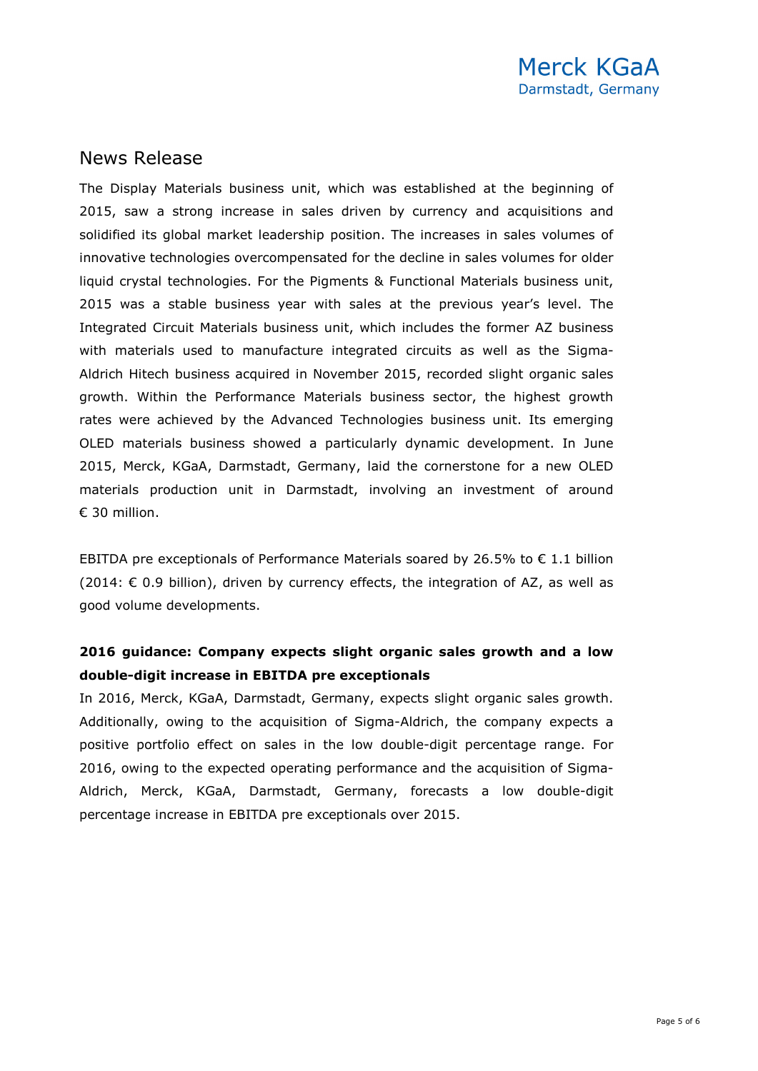## News Release

The Display Materials business unit, which was established at the beginning of 2015, saw a strong increase in sales driven by currency and acquisitions and solidified its global market leadership position. The increases in sales volumes of innovative technologies overcompensated for the decline in sales volumes for older liquid crystal technologies. For the Pigments & Functional Materials business unit, 2015 was a stable business year with sales at the previous year's level. The Integrated Circuit Materials business unit, which includes the former AZ business with materials used to manufacture integrated circuits as well as the Sigma-Aldrich Hitech business acquired in November 2015, recorded slight organic sales growth. Within the Performance Materials business sector, the highest growth rates were achieved by the Advanced Technologies business unit. Its emerging OLED materials business showed a particularly dynamic development. In June 2015, Merck, KGaA, Darmstadt, Germany, laid the cornerstone for a new OLED materials production unit in Darmstadt, involving an investment of around € 30 million.

EBITDA pre exceptionals of Performance Materials soared by 26.5% to € 1.1 billion (2014: € 0.9 billion), driven by currency effects, the integration of AZ, as well as good volume developments.

**2016 guidance: Company expects slight organic sales growth and a low double-digit increase in EBITDA pre exceptionals**

In 2016, Merck, KGaA, Darmstadt, Germany, expects slight organic sales growth. Additionally, owing to the acquisition of Sigma-Aldrich, the company expects a positive portfolio effect on sales in the low double-digit percentage range. For 2016, owing to the expected operating performance and the acquisition of Sigma-Aldrich, Merck, KGaA, Darmstadt, Germany, forecasts a low double-digit percentage increase in EBITDA pre exceptionals over 2015.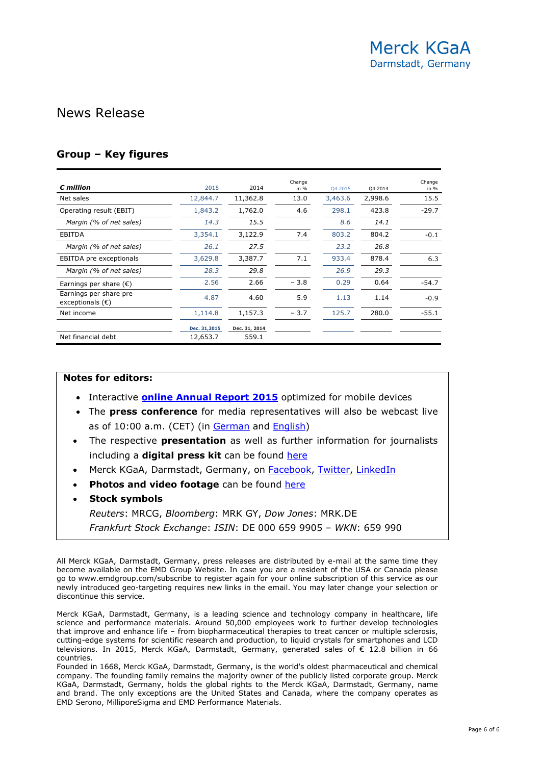Merck KGaA
Darmstadt, Germany

# News Release

## Group – Key figures

| *€ million* | 2015 | 2014 | Change in % | Q4 2015 | Q4 2014 | Change in % |
|---|---|---|---|---|---|---|
| Net sales | 12,844.7 | 11,362.8 | 13.0 | 3,463.6 | 2,998.6 | 15.5 |
| Operating result (EBIT) | 1,843.2 | 1,762.0 | 4.6 | 298.1 | 423.8 | -29.7 |
| *Margin (% of net sales)* | *14.3* | *15.5* | | *8.6* | *14.1* | |
| EBITDA | 3,354.1 | 3,122.9 | 7.4 | 803.2 | 804.2 | -0.1 |
| *Margin (% of net sales)* | *26.1* | *27.5* | | *23.2* | *26.8* | |
| EBITDA pre exceptionals | 3,629.8 | 3,387.7 | 7.1 | 933.4 | 878.4 | 6.3 |
| *Margin (% of net sales)* | *28.3* | *29.8* | | *26.9* | *29.3* | |
| Earnings per share (€) | 2.56 | 2.66 | – 3.8 | 0.29 | 0.64 | -54.7 |
| Earnings per share pre exceptionals (€) | 4.87 | 4.60 | 5.9 | 1.13 | 1.14 | -0.9 |
| Net income | 1,114.8 | 1,157.3 | – 3.7 | 125.7 | 280.0 | -55.1 |
| | Dec. 31,2015 | Dec. 31, 2014 | | | | |
| Net financial debt | 12,653.7 | 559.1 | | | | |

**Notes for editors:**

- Interactive **online Annual Report 2015** optimized for mobile devices
- The **press conference** for media representatives will also be webcast live as of 10:00 a.m. (CET) (in German and English)
- The respective **presentation** as well as further information for journalists including a **digital press kit** can be found here
- Merck KGaA, Darmstadt, Germany, on Facebook, Twitter, LinkedIn
- **Photos and video footage** can be found here
- **Stock symbols**
  *Reuters*: MRCG, *Bloomberg*: MRK GY, *Dow Jones*: MRK.DE
  *Frankfurt Stock Exchange*: *ISIN*: DE 000 659 9905 – *WKN*: 659 990

All Merck KGaA, Darmstadt, Germany, press releases are distributed by e-mail at the same time they become available on the EMD Group Website. In case you are a resident of the USA or Canada please go to www.emdgroup.com/subscribe to register again for your online subscription of this service as our newly introduced geo-targeting requires new links in the email. You may later change your selection or discontinue this service.

Merck KGaA, Darmstadt, Germany, is a leading science and technology company in healthcare, life science and performance materials. Around 50,000 employees work to further develop technologies that improve and enhance life – from biopharmaceutical therapies to treat cancer or multiple sclerosis, cutting-edge systems for scientific research and production, to liquid crystals for smartphones and LCD televisions. In 2015, Merck KGaA, Darmstadt, Germany, generated sales of € 12.8 billion in 66 countries.
Founded in 1668, Merck KGaA, Darmstadt, Germany, is the world's oldest pharmaceutical and chemical company. The founding family remains the majority owner of the publicly listed corporate group. Merck KGaA, Darmstadt, Germany, holds the global rights to the Merck KGaA, Darmstadt, Germany, name and brand. The only exceptions are the United States and Canada, where the company operates as EMD Serono, MilliporeSigma and EMD Performance Materials.